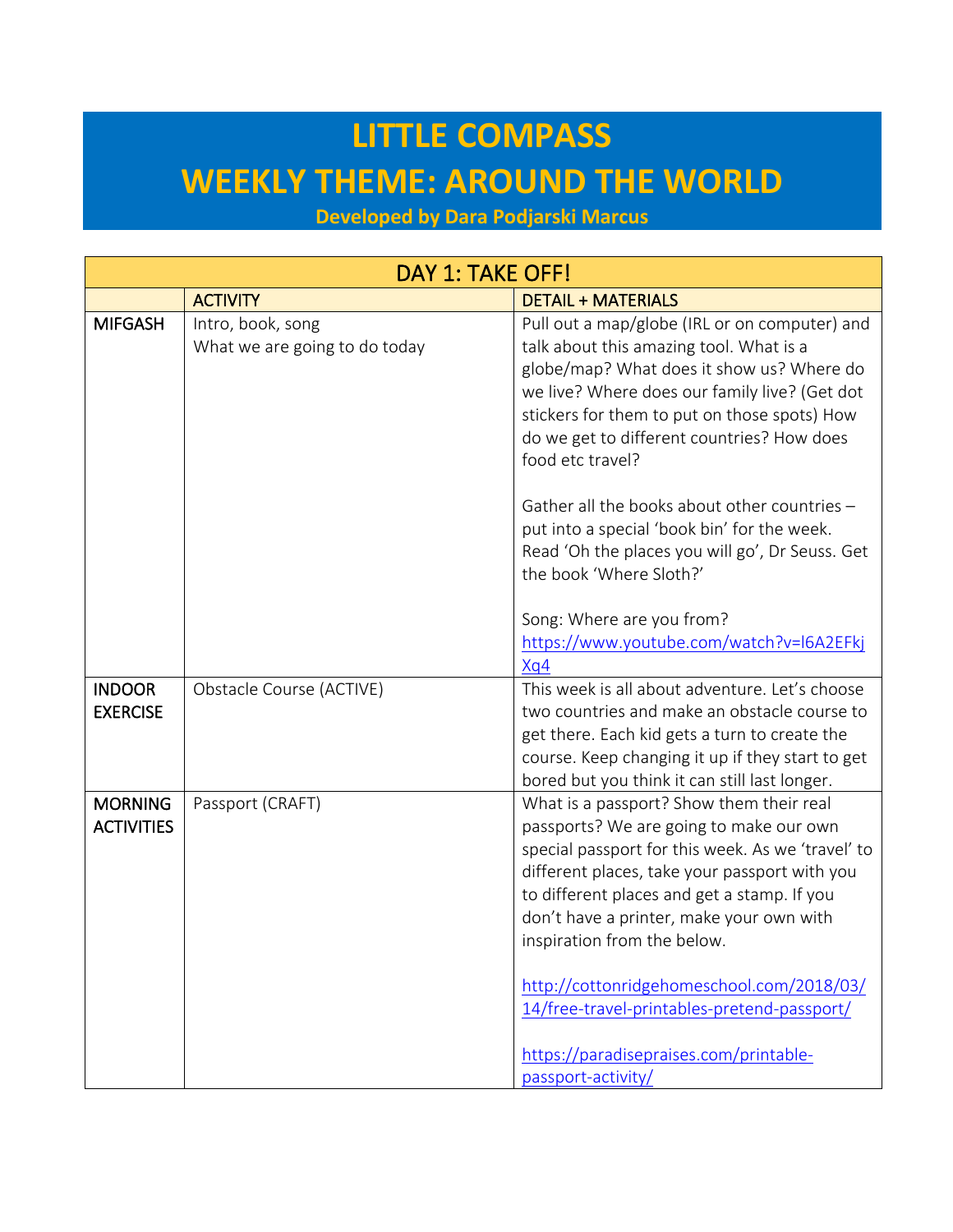# LITTLE COMPASS

# WEEKLY THEME: AROUND THE WORLD

**Developed by Dara Podjarski Marcus**

| DAY 1: TAKE OFF! | | |
|---|---|---|
| | ACTIVITY | DETAIL + MATERIALS |
| **MIFGASH** | Intro, book, song<br>What we are going to do today | Pull out a map/globe (IRL or on computer) and talk about this amazing tool. What is a globe/map? What does it show us? Where do we live? Where does our family live? (Get dot stickers for them to put on those spots) How do we get to different countries? How does food etc travel?<br><br>Gather all the books about other countries – put into a special 'book bin' for the week. Read 'Oh the places you will go', Dr Seuss. Get the book 'Where Sloth?'<br><br>Song: Where are you from? https://www.youtube.com/watch?v=l6A2EFkjXq4 |
| **INDOOR EXERCISE** | Obstacle Course (ACTIVE) | This week is all about adventure. Let's choose two countries and make an obstacle course to get there. Each kid gets a turn to create the course. Keep changing it up if they start to get bored but you think it can still last longer. |
| **MORNING ACTIVITIES** | Passport (CRAFT) | What is a passport? Show them their real passports? We are going to make our own special passport for this week. As we 'travel' to different places, take your passport with you to different places and get a stamp. If you don't have a printer, make your own with inspiration from the below.<br><br>http://cottonridgehomeschool.com/2018/03/14/free-travel-printables-pretend-passport/<br><br>https://paradisepraises.com/printable-passport-activity/ |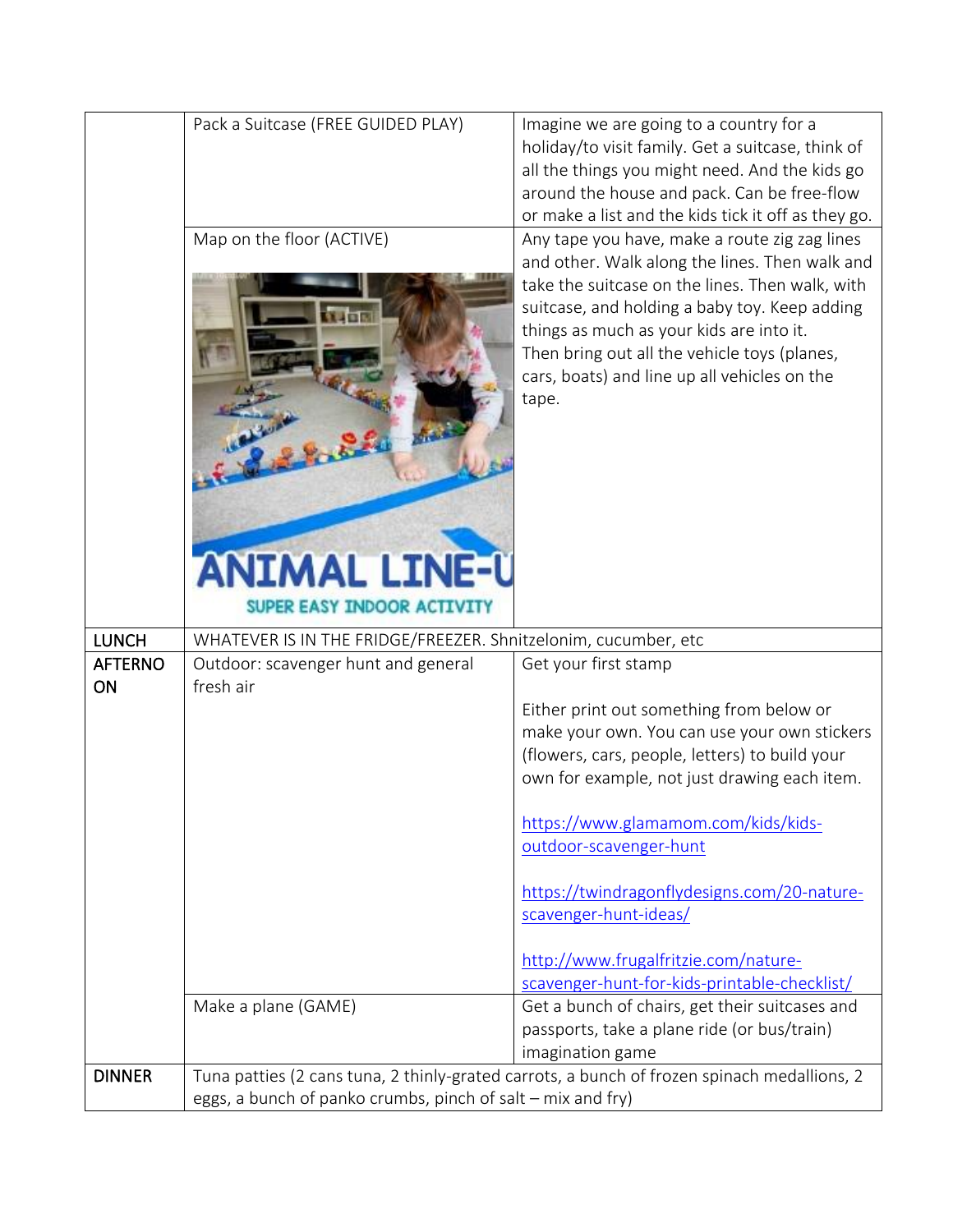| | | |
|---|---|---|
| | Pack a Suitcase (FREE GUIDED PLAY) | Imagine we are going to a country for a holiday/to visit family. Get a suitcase, think of all the things you might need. And the kids go around the house and pack. Can be free-flow or make a list and the kids tick it off as they go. |
| | Map on the floor (ACTIVE) ANIMAL LINE-U SUPER EASY INDOOR ACTIVITY | Any tape you have, make a route zig zag lines and other. Walk along the lines. Then walk and take the suitcase on the lines. Then walk, with suitcase, and holding a baby toy. Keep adding things as much as your kids are into it. Then bring out all the vehicle toys (planes, cars, boats) and line up all vehicles on the tape. |
| LUNCH | WHATEVER IS IN THE FRIDGE/FREEZER. Shnitzelonim, cucumber, etc | |
| AFTERNOON | Outdoor: scavenger hunt and general fresh air | Get your first stamp<br><br>Either print out something from below or make your own. You can use your own stickers (flowers, cars, people, letters) to build your own for example, not just drawing each item.<br><br>https://www.glamamom.com/kids/kids-outdoor-scavenger-hunt<br><br>https://twindragonflydesigns.com/20-nature-scavenger-hunt-ideas/<br><br>http://www.frugalfritzie.com/nature-scavenger-hunt-for-kids-printable-checklist/ |
| | Make a plane (GAME) | Get a bunch of chairs, get their suitcases and passports, take a plane ride (or bus/train) imagination game |
| DINNER | Tuna patties (2 cans tuna, 2 thinly-grated carrots, a bunch of frozen spinach medallions, 2 eggs, a bunch of panko crumbs, pinch of salt – mix and fry) | |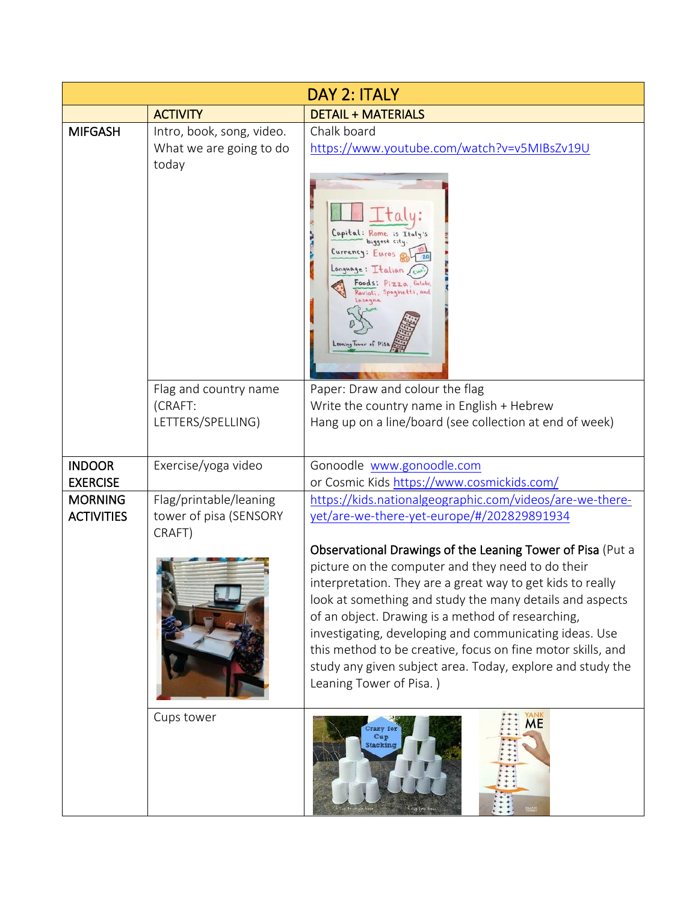| DAY 2: ITALY | | |
|---|---|---|
| | ACTIVITY | DETAIL + MATERIALS |
| MIFGASH | Intro, book, song, video. What we are going to do today | Chalk board https://www.youtube.com/watch?v=v5MIBsZv19U |
| | Flag and country name (CRAFT: LETTERS/SPELLING) | Paper: Draw and colour the flag<br>Write the country name in English + Hebrew<br>Hang up on a line/board (see collection at end of week) |
| INDOOR EXERCISE | Exercise/yoga video | Gonoodle www.gonoodle.com<br>or Cosmic Kids https://www.cosmickids.com/ |
| MORNING ACTIVITIES | Flag/printable/leaning tower of pisa (SENSORY CRAFT) | https://kids.nationalgeographic.com/videos/are-we-there-yet/are-we-there-yet-europe/#/202829891934<br><br>**Observational Drawings of the Leaning Tower of Pisa** (Put a picture on the computer and they need to do their interpretation. They are a great way to get kids to really look at something and study the many details and aspects of an object. Drawing is a method of researching, investigating, developing and communicating ideas. Use this method to be creative, focus on fine motor skills, and study any given subject area. Today, explore and study the Leaning Tower of Pisa. ) |
| | Cups tower | |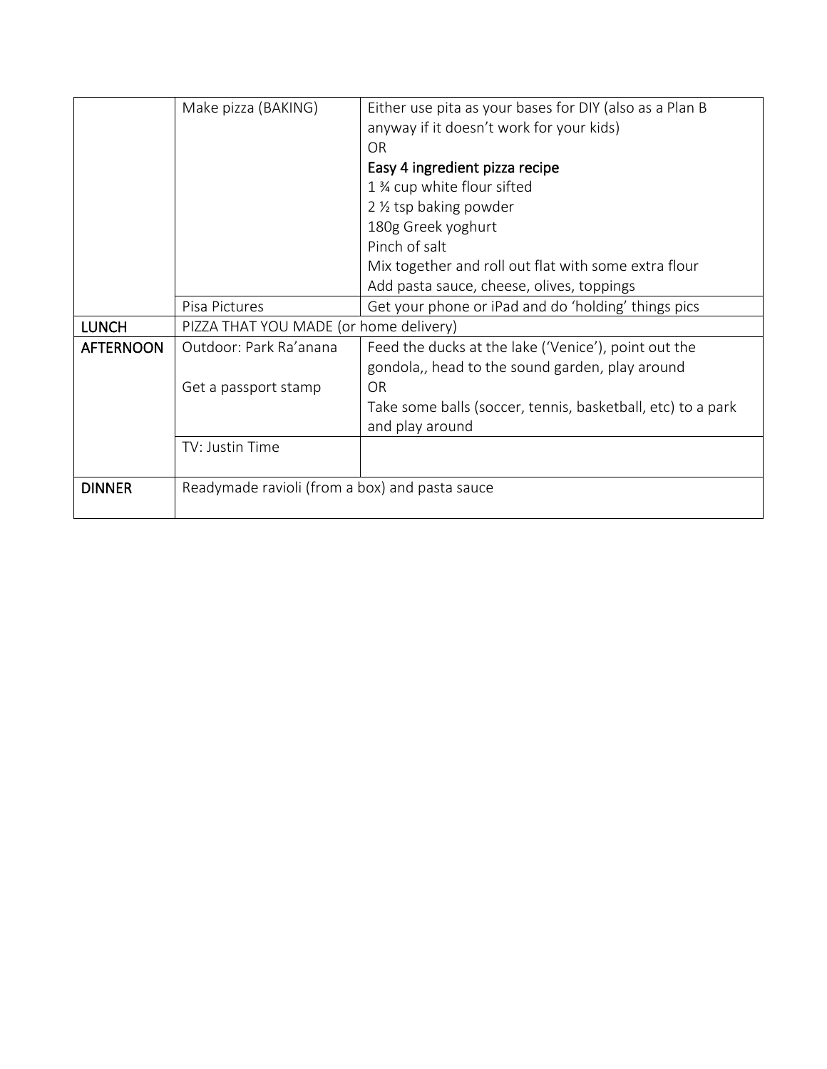| | | |
|---|---|---|
| | Make pizza (BAKING) | Either use pita as your bases for DIY (also as a Plan B anyway if it doesn't work for your kids)<br>OR<br>Easy 4 ingredient pizza recipe<br>1 ¾ cup white flour sifted<br>2 ½ tsp baking powder<br>180g Greek yoghurt<br>Pinch of salt<br>Mix together and roll out flat with some extra flour<br>Add pasta sauce, cheese, olives, toppings |
| | Pisa Pictures | Get your phone or iPad and do 'holding' things pics |
| **LUNCH** | PIZZA THAT YOU MADE (or home delivery) | |
| **AFTERNOON** | Outdoor: Park Ra'anana<br><br>Get a passport stamp | Feed the ducks at the lake ('Venice'), point out the gondola,, head to the sound garden, play around<br>OR<br>Take some balls (soccer, tennis, basketball, etc) to a park and play around |
| | TV: Justin Time | |
| **DINNER** | Readymade ravioli (from a box) and pasta sauce | |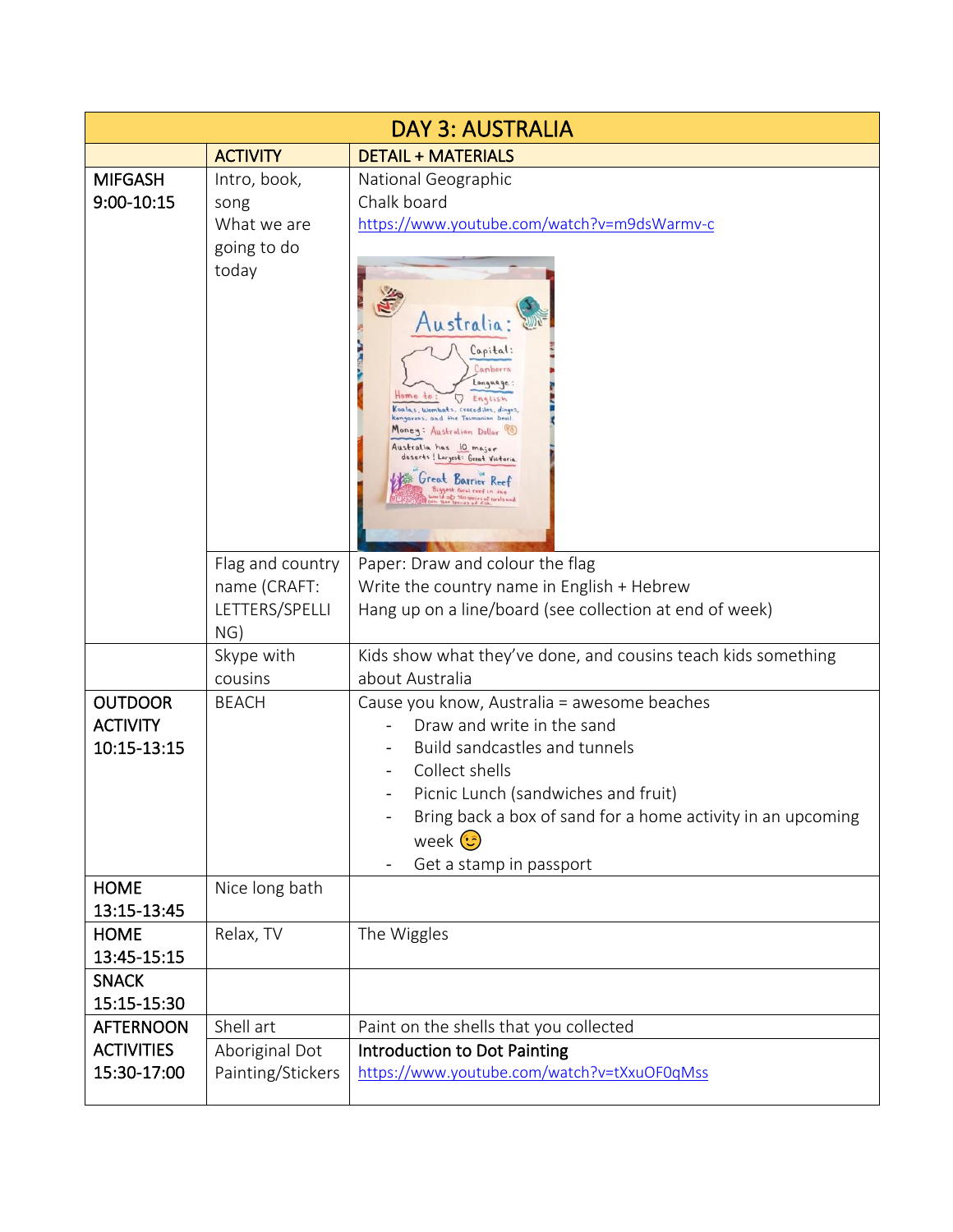| DAY 3: AUSTRALIA | | |
|---|---|---|
| | ACTIVITY | DETAIL + MATERIALS |
| MIFGASH 9:00-10:15 | Intro, book, song What we are going to do today | National Geographic Chalk board https://www.youtube.com/watch?v=m9dsWarmv-c |
| | Flag and country name (CRAFT: LETTERS/SPELLING) | Paper: Draw and colour the flag Write the country name in English + Hebrew Hang up on a line/board (see collection at end of week) |
| | Skype with cousins | Kids show what they've done, and cousins teach kids something about Australia |
| OUTDOOR ACTIVITY 10:15-13:15 | BEACH | Cause you know, Australia = awesome beaches<br>- Draw and write in the sand<br>- Build sandcastles and tunnels<br>- Collect shells<br>- Picnic Lunch (sandwiches and fruit)<br>- Bring back a box of sand for a home activity in an upcoming week 😉<br>- Get a stamp in passport |
| HOME 13:15-13:45 | Nice long bath | |
| HOME 13:45-15:15 | Relax, TV | The Wiggles |
| SNACK 15:15-15:30 | | |
| AFTERNOON ACTIVITIES 15:30-17:00 | Shell art | Paint on the shells that you collected |
| | Aboriginal Dot Painting/Stickers | **Introduction to Dot Painting** https://www.youtube.com/watch?v=tXxuOF0qMss |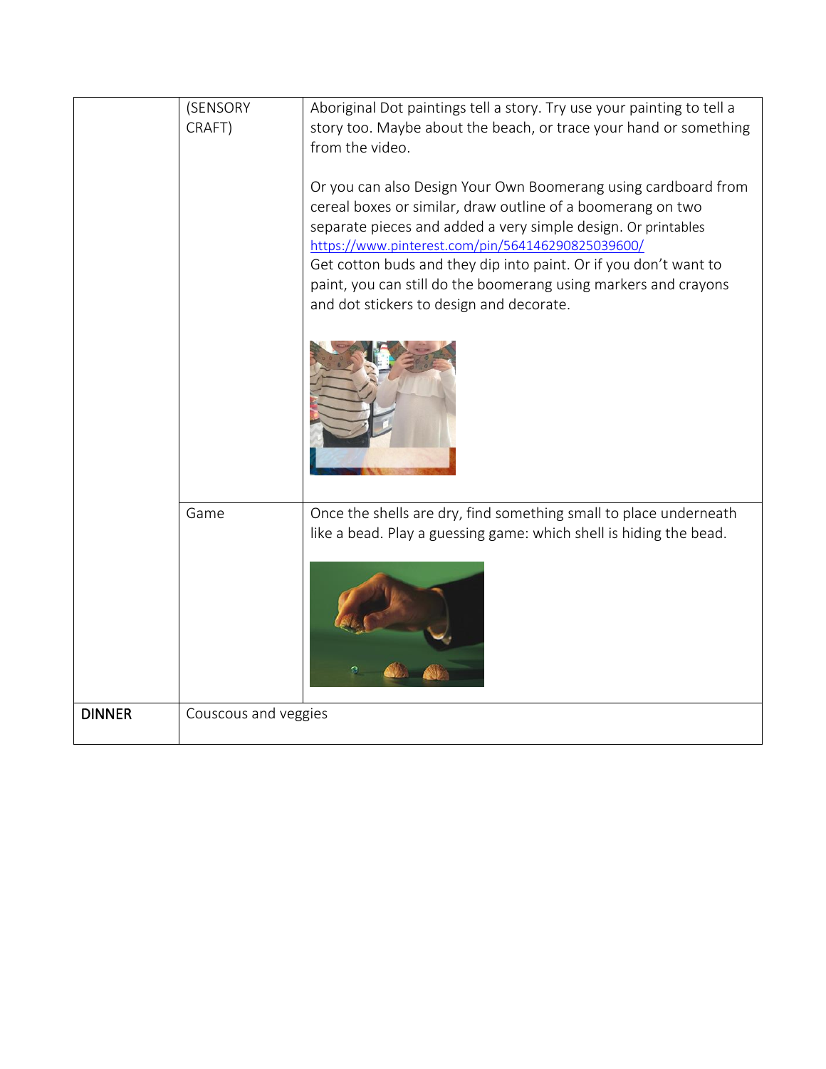| | | |
|---|---|---|
| | (SENSORY CRAFT) | Aboriginal Dot paintings tell a story. Try use your painting to tell a story too. Maybe about the beach, or trace your hand or something from the video.<br><br>Or you can also Design Your Own Boomerang using cardboard from cereal boxes or similar, draw outline of a boomerang on two separate pieces and added a very simple design. Or printables [https://www.pinterest.com/pin/564146290825039600/](https://www.pinterest.com/pin/564146290825039600/)<br>Get cotton buds and they dip into paint. Or if you don't want to paint, you can still do the boomerang using markers and crayons and dot stickers to design and decorate. |
| | Game | Once the shells are dry, find something small to place underneath like a bead. Play a guessing game: which shell is hiding the bead. |
| **DINNER** | Couscous and veggies | |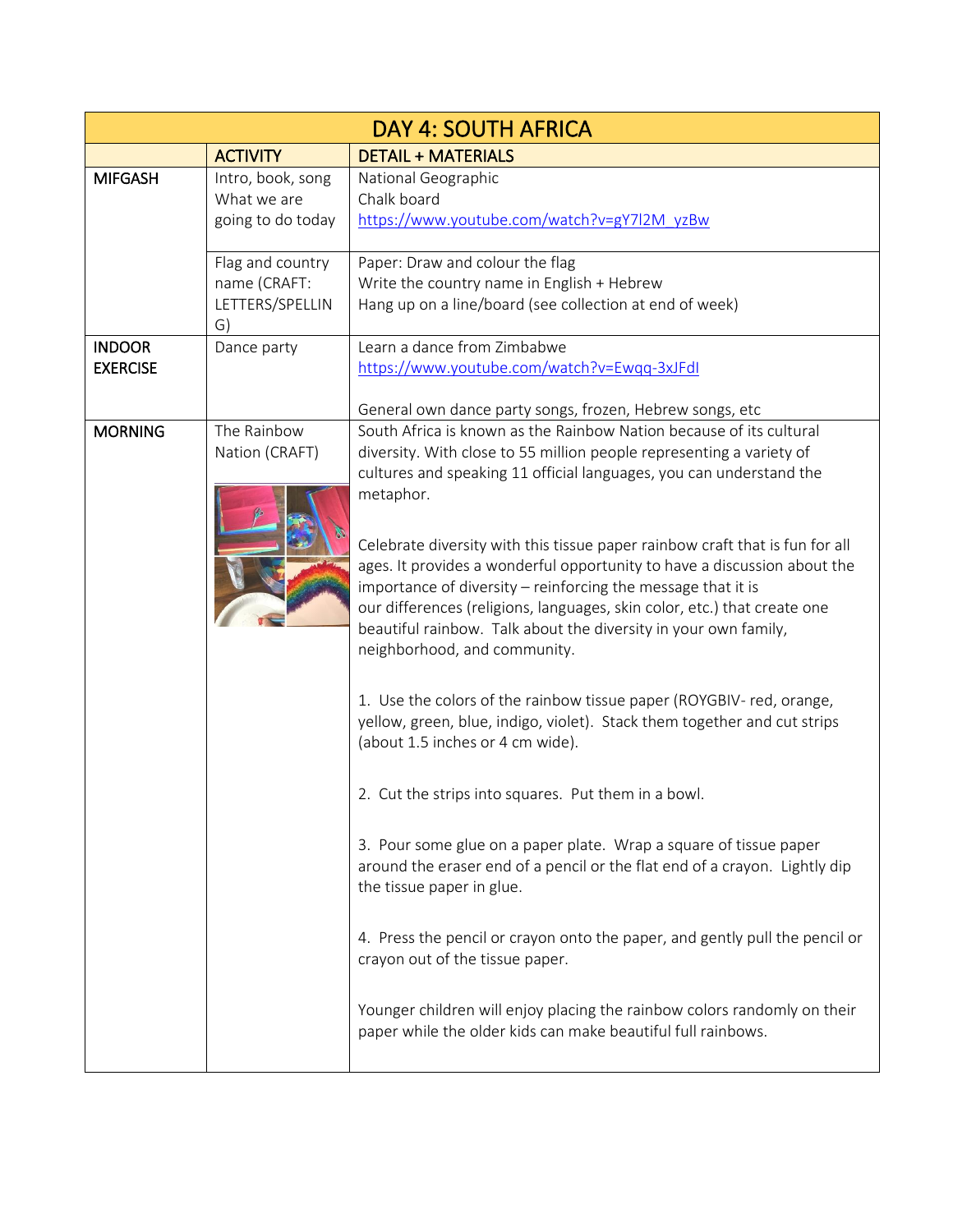| DAY 4: SOUTH AFRICA | | |
|---|---|---|
| | ACTIVITY | DETAIL + MATERIALS |
| MIFGASH | Intro, book, song<br>What we are going to do today | National Geographic<br>Chalk board<br>https://www.youtube.com/watch?v=gY7l2M_yzBw |
| | Flag and country name (CRAFT: LETTERS/SPELLING) | Paper: Draw and colour the flag<br>Write the country name in English + Hebrew<br>Hang up on a line/board (see collection at end of week) |
| INDOOR EXERCISE | Dance party | Learn a dance from Zimbabwe<br>https://www.youtube.com/watch?v=Ewqq-3xJFdI<br><br>General own dance party songs, frozen, Hebrew songs, etc |
| MORNING | The Rainbow Nation (CRAFT) | South Africa is known as the Rainbow Nation because of its cultural diversity. With close to 55 million people representing a variety of cultures and speaking 11 official languages, you can understand the metaphor.<br><br>Celebrate diversity with this tissue paper rainbow craft that is fun for all ages. It provides a wonderful opportunity to have a discussion about the importance of diversity – reinforcing the message that it is our differences (religions, languages, skin color, etc.) that create one beautiful rainbow. Talk about the diversity in your own family, neighborhood, and community.<br><br>1. Use the colors of the rainbow tissue paper (ROYGBIV- red, orange, yellow, green, blue, indigo, violet). Stack them together and cut strips (about 1.5 inches or 4 cm wide).<br><br>2. Cut the strips into squares. Put them in a bowl.<br><br>3. Pour some glue on a paper plate. Wrap a square of tissue paper around the eraser end of a pencil or the flat end of a crayon. Lightly dip the tissue paper in glue.<br><br>4. Press the pencil or crayon onto the paper, and gently pull the pencil or crayon out of the tissue paper.<br><br>Younger children will enjoy placing the rainbow colors randomly on their paper while the older kids can make beautiful full rainbows. |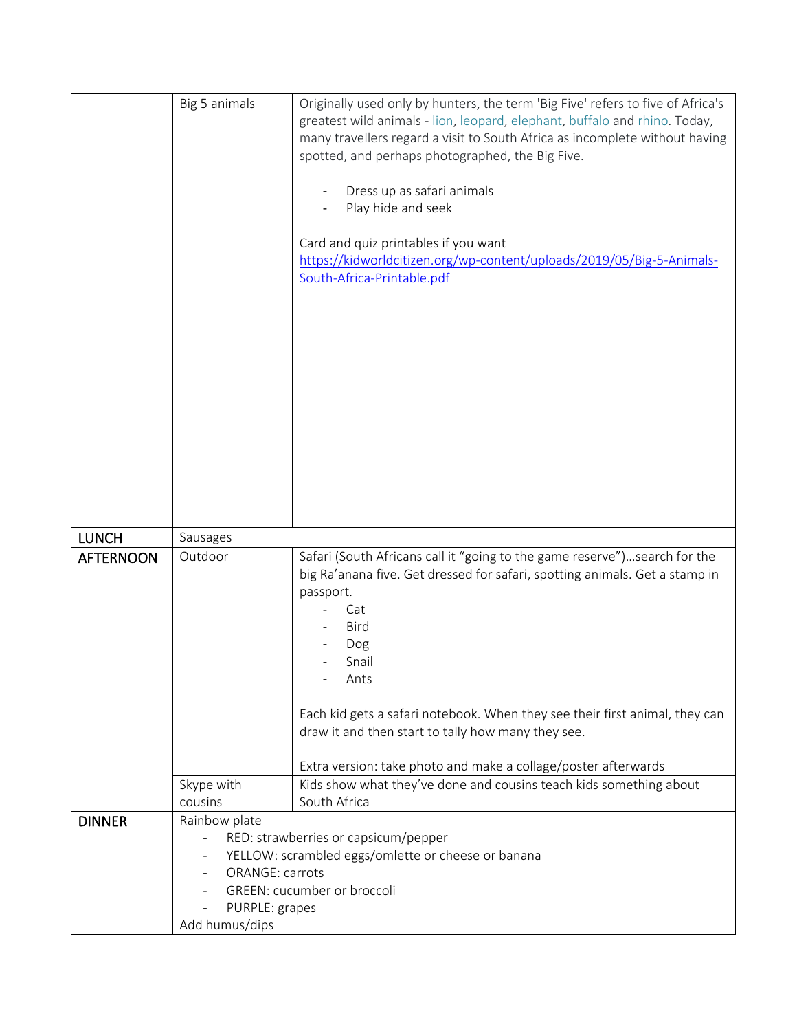| | | |
|---|---|---|
| | Big 5 animals | Originally used only by hunters, the term 'Big Five' refers to five of Africa's greatest wild animals - lion, leopard, elephant, buffalo and rhino. Today, many travellers regard a visit to South Africa as incomplete without having spotted, and perhaps photographed, the Big Five.<br><br>- Dress up as safari animals<br>- Play hide and seek<br><br>Card and quiz printables if you want<br>[https://kidworldcitizen.org/wp-content/uploads/2019/05/Big-5-Animals-South-Africa-Printable.pdf](https://kidworldcitizen.org/wp-content/uploads/2019/05/Big-5-Animals-South-Africa-Printable.pdf) |
| **LUNCH** | Sausages | |
| **AFTERNOON** | Outdoor | Safari (South Africans call it "going to the game reserve")…search for the big Ra'anana five. Get dressed for safari, spotting animals. Get a stamp in passport.<br>- Cat<br>- Bird<br>- Dog<br>- Snail<br>- Ants<br><br>Each kid gets a safari notebook. When they see their first animal, they can draw it and then start to tally how many they see.<br><br>Extra version: take photo and make a collage/poster afterwards |
| | Skype with cousins | Kids show what they've done and cousins teach kids something about South Africa |
| **DINNER** | Rainbow plate<br>- RED: strawberries or capsicum/pepper<br>- YELLOW: scrambled eggs/omlette or cheese or banana<br>- ORANGE: carrots<br>- GREEN: cucumber or broccoli<br>- PURPLE: grapes<br>Add humus/dips | |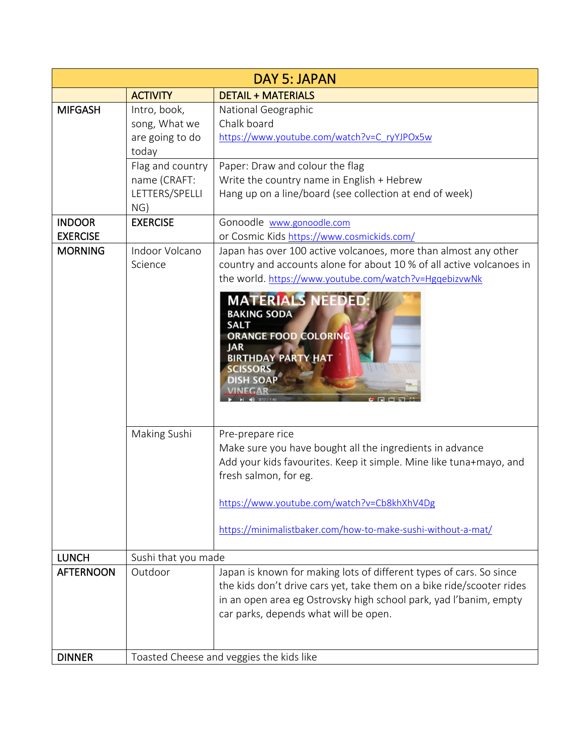| DAY 5: JAPAN | | |
|---|---|---|
| | ACTIVITY | DETAIL + MATERIALS |
| MIFGASH | Intro, book, song, What we are going to do today | National Geographic<br>Chalk board<br>https://www.youtube.com/watch?v=C_ryYJPOx5w |
| | Flag and country name (CRAFT: LETTERS/SPELLING) | Paper: Draw and colour the flag<br>Write the country name in English + Hebrew<br>Hang up on a line/board (see collection at end of week) |
| INDOOR EXERCISE | EXERCISE | Gonoodle www.gonoodle.com<br>or Cosmic Kids https://www.cosmickids.com/ |
| MORNING | Indoor Volcano Science | Japan has over 100 active volcanoes, more than almost any other country and accounts alone for about 10 % of all active volcanoes in the world. https://www.youtube.com/watch?v=HgqebizvwNk<br>MATERIALS NEEDED:<br>BAKING SODA<br>SALT<br>ORANGE FOOD COLORING<br>JAR<br>BIRTHDAY PARTY HAT<br>SCISSORS<br>DISH SOAP<br>VINEGAR |
| | Making Sushi | Pre-prepare rice<br>Make sure you have bought all the ingredients in advance<br>Add your kids favourites. Keep it simple. Mine like tuna+mayo, and fresh salmon, for eg.<br><br>https://www.youtube.com/watch?v=Cb8khXhV4Dg<br><br>https://minimalistbaker.com/how-to-make-sushi-without-a-mat/ |
| LUNCH | Sushi that you made | |
| AFTERNOON | Outdoor | Japan is known for making lots of different types of cars. So since the kids don't drive cars yet, take them on a bike ride/scooter rides in an open area eg Ostrovsky high school park, yad l'banim, empty car parks, depends what will be open. |
| DINNER | Toasted Cheese and veggies the kids like | |